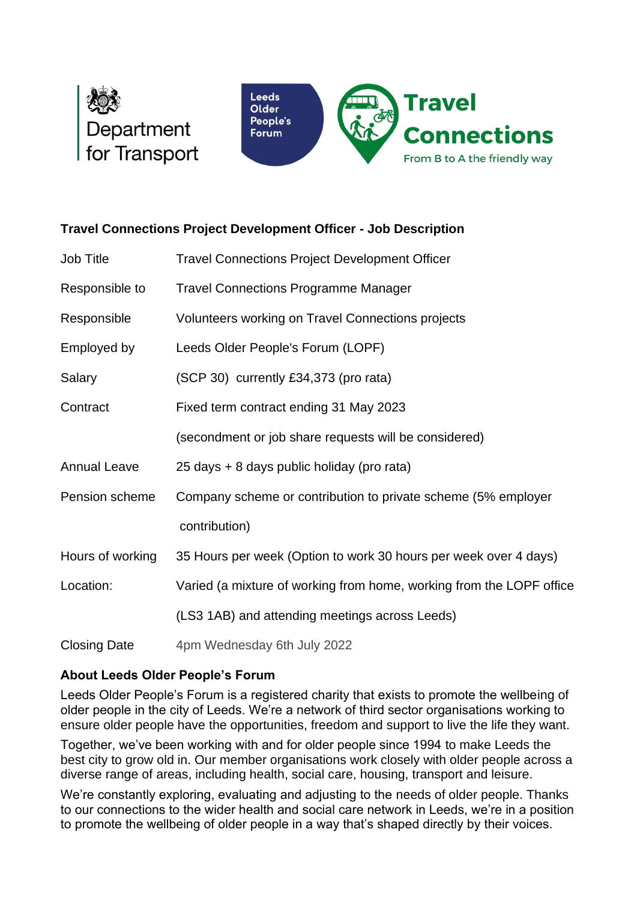Department for Transport

Leeds Older People's Forum

**Travel Connections**
From B to A the friendly way

## Travel Connections Project Development Officer - Job Description

| | |
|---|---|
| Job Title | Travel Connections Project Development Officer |
| Responsible to | Travel Connections Programme Manager |
| Responsible | Volunteers working on Travel Connections projects |
| Employed by | Leeds Older People's Forum (LOPF) |
| Salary | (SCP 30) currently £34,373 (pro rata) |
| Contract | Fixed term contract ending 31 May 2023 (secondment or job share requests will be considered) |
| Annual Leave | 25 days + 8 days public holiday (pro rata) |
| Pension scheme | Company scheme or contribution to private scheme (5% employer contribution) |
| Hours of working | 35 Hours per week (Option to work 30 hours per week over 4 days) |
| Location: | Varied (a mixture of working from home, working from the LOPF office (LS3 1AB) and attending meetings across Leeds) |
| Closing Date | 4pm Wednesday 6th July 2022 |

### About Leeds Older People's Forum

Leeds Older People's Forum is a registered charity that exists to promote the wellbeing of older people in the city of Leeds. We're a network of third sector organisations working to ensure older people have the opportunities, freedom and support to live the life they want.

Together, we've been working with and for older people since 1994 to make Leeds the best city to grow old in. Our member organisations work closely with older people across a diverse range of areas, including health, social care, housing, transport and leisure.

We're constantly exploring, evaluating and adjusting to the needs of older people. Thanks to our connections to the wider health and social care network in Leeds, we're in a position to promote the wellbeing of older people in a way that's shaped directly by their voices.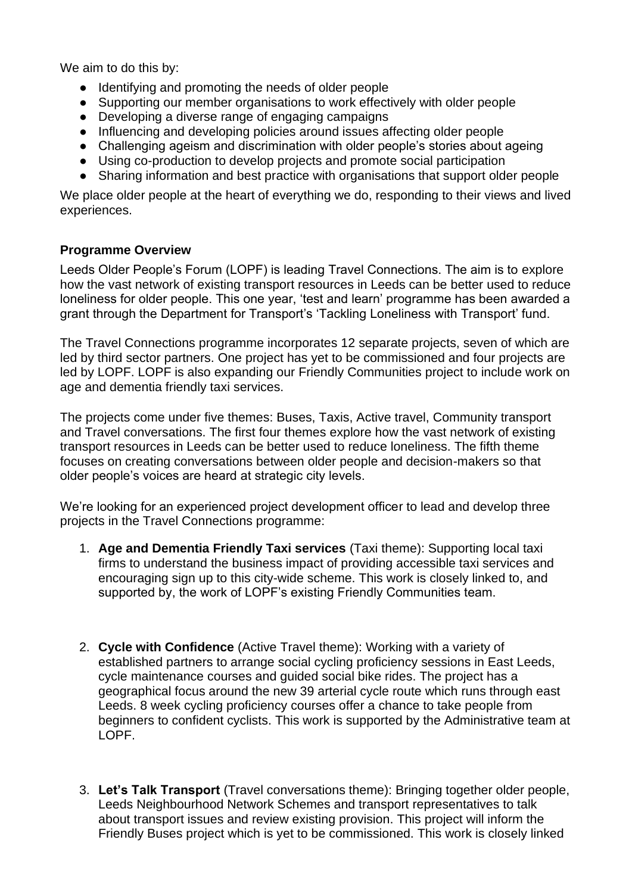We aim to do this by:

- Identifying and promoting the needs of older people
- Supporting our member organisations to work effectively with older people
- Developing a diverse range of engaging campaigns
- Influencing and developing policies around issues affecting older people
- Challenging ageism and discrimination with older people's stories about ageing
- Using co-production to develop projects and promote social participation
- Sharing information and best practice with organisations that support older people

We place older people at the heart of everything we do, responding to their views and lived experiences.

**Programme Overview**

Leeds Older People's Forum (LOPF) is leading Travel Connections. The aim is to explore how the vast network of existing transport resources in Leeds can be better used to reduce loneliness for older people. This one year, 'test and learn' programme has been awarded a grant through the Department for Transport's 'Tackling Loneliness with Transport' fund.

The Travel Connections programme incorporates 12 separate projects, seven of which are led by third sector partners. One project has yet to be commissioned and four projects are led by LOPF. LOPF is also expanding our Friendly Communities project to include work on age and dementia friendly taxi services.

The projects come under five themes: Buses, Taxis, Active travel, Community transport and Travel conversations. The first four themes explore how the vast network of existing transport resources in Leeds can be better used to reduce loneliness. The fifth theme focuses on creating conversations between older people and decision-makers so that older people's voices are heard at strategic city levels.

We're looking for an experienced project development officer to lead and develop three projects in the Travel Connections programme:

1. **Age and Dementia Friendly Taxi services** (Taxi theme): Supporting local taxi firms to understand the business impact of providing accessible taxi services and encouraging sign up to this city-wide scheme. This work is closely linked to, and supported by, the work of LOPF's existing Friendly Communities team.

2. **Cycle with Confidence** (Active Travel theme): Working with a variety of established partners to arrange social cycling proficiency sessions in East Leeds, cycle maintenance courses and guided social bike rides. The project has a geographical focus around the new 39 arterial cycle route which runs through east Leeds. 8 week cycling proficiency courses offer a chance to take people from beginners to confident cyclists. This work is supported by the Administrative team at LOPF.

3. **Let's Talk Transport** (Travel conversations theme): Bringing together older people, Leeds Neighbourhood Network Schemes and transport representatives to talk about transport issues and review existing provision. This project will inform the Friendly Buses project which is yet to be commissioned. This work is closely linked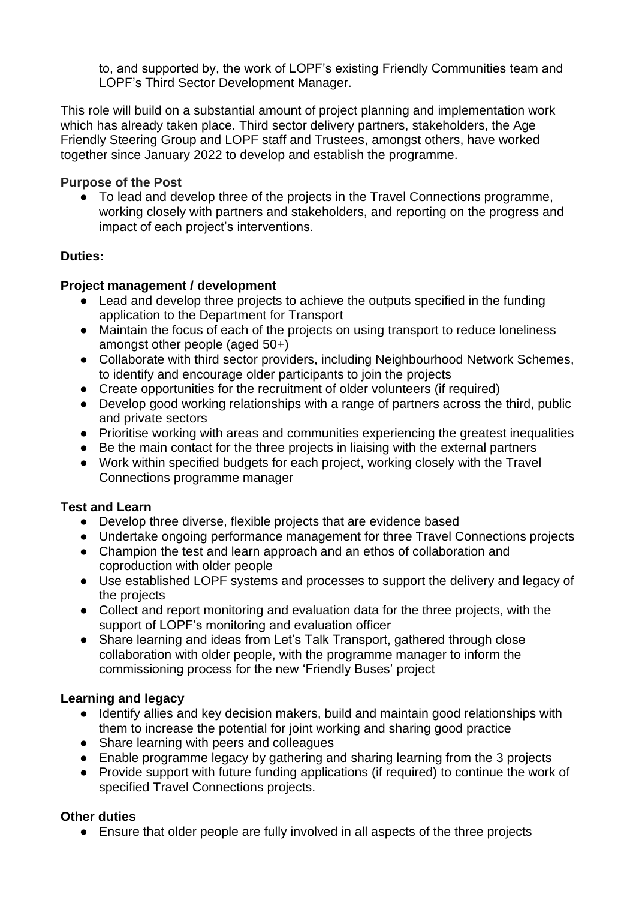to, and supported by, the work of LOPF's existing Friendly Communities team and LOPF's Third Sector Development Manager.

This role will build on a substantial amount of project planning and implementation work which has already taken place. Third sector delivery partners, stakeholders, the Age Friendly Steering Group and LOPF staff and Trustees, amongst others, have worked together since January 2022 to develop and establish the programme.

**Purpose of the Post**

- To lead and develop three of the projects in the Travel Connections programme, working closely with partners and stakeholders, and reporting on the progress and impact of each project's interventions.

**Duties:**

**Project management / development**

- Lead and develop three projects to achieve the outputs specified in the funding application to the Department for Transport
- Maintain the focus of each of the projects on using transport to reduce loneliness amongst other people (aged 50+)
- Collaborate with third sector providers, including Neighbourhood Network Schemes, to identify and encourage older participants to join the projects
- Create opportunities for the recruitment of older volunteers (if required)
- Develop good working relationships with a range of partners across the third, public and private sectors
- Prioritise working with areas and communities experiencing the greatest inequalities
- Be the main contact for the three projects in liaising with the external partners
- Work within specified budgets for each project, working closely with the Travel Connections programme manager

**Test and Learn**

- Develop three diverse, flexible projects that are evidence based
- Undertake ongoing performance management for three Travel Connections projects
- Champion the test and learn approach and an ethos of collaboration and coproduction with older people
- Use established LOPF systems and processes to support the delivery and legacy of the projects
- Collect and report monitoring and evaluation data for the three projects, with the support of LOPF's monitoring and evaluation officer
- Share learning and ideas from Let's Talk Transport, gathered through close collaboration with older people, with the programme manager to inform the commissioning process for the new 'Friendly Buses' project

**Learning and legacy**

- Identify allies and key decision makers, build and maintain good relationships with them to increase the potential for joint working and sharing good practice
- Share learning with peers and colleagues
- Enable programme legacy by gathering and sharing learning from the 3 projects
- Provide support with future funding applications (if required) to continue the work of specified Travel Connections projects.

**Other duties**

- Ensure that older people are fully involved in all aspects of the three projects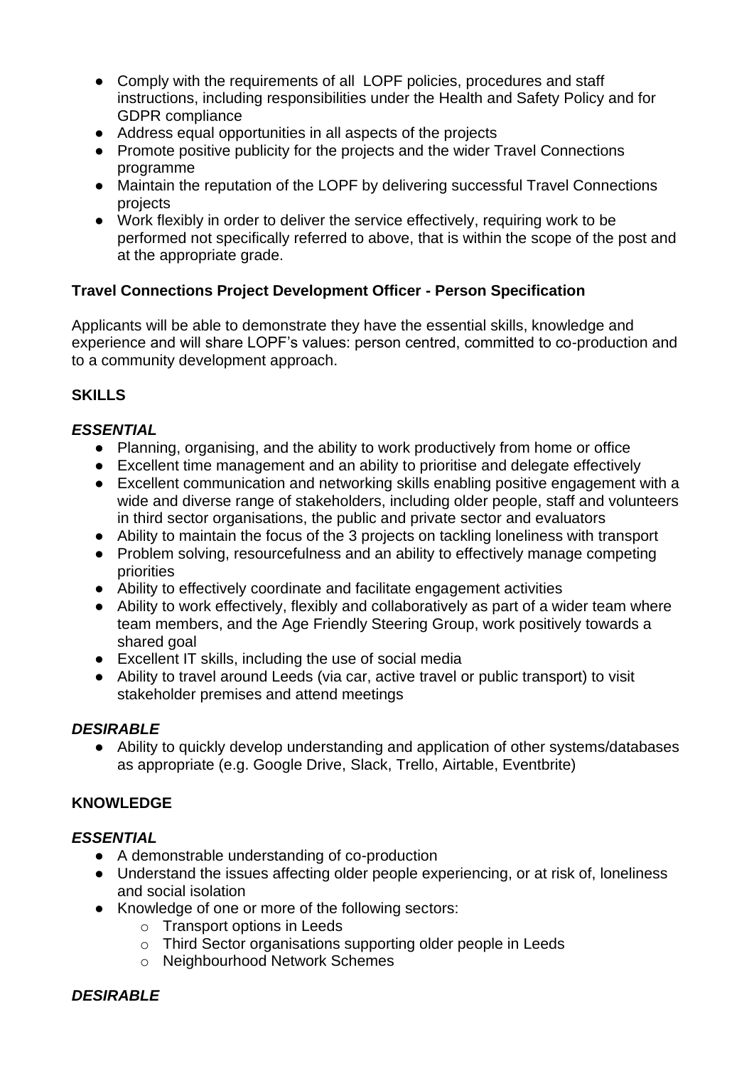- Comply with the requirements of all LOPF policies, procedures and staff instructions, including responsibilities under the Health and Safety Policy and for GDPR compliance
- Address equal opportunities in all aspects of the projects
- Promote positive publicity for the projects and the wider Travel Connections programme
- Maintain the reputation of the LOPF by delivering successful Travel Connections projects
- Work flexibly in order to deliver the service effectively, requiring work to be performed not specifically referred to above, that is within the scope of the post and at the appropriate grade.

**Travel Connections Project Development Officer - Person Specification**

Applicants will be able to demonstrate they have the essential skills, knowledge and experience and will share LOPF's values: person centred, committed to co-production and to a community development approach.

**SKILLS**

***ESSENTIAL***

- Planning, organising, and the ability to work productively from home or office
- Excellent time management and an ability to prioritise and delegate effectively
- Excellent communication and networking skills enabling positive engagement with a wide and diverse range of stakeholders, including older people, staff and volunteers in third sector organisations, the public and private sector and evaluators
- Ability to maintain the focus of the 3 projects on tackling loneliness with transport
- Problem solving, resourcefulness and an ability to effectively manage competing priorities
- Ability to effectively coordinate and facilitate engagement activities
- Ability to work effectively, flexibly and collaboratively as part of a wider team where team members, and the Age Friendly Steering Group, work positively towards a shared goal
- Excellent IT skills, including the use of social media
- Ability to travel around Leeds (via car, active travel or public transport) to visit stakeholder premises and attend meetings

***DESIRABLE***

- Ability to quickly develop understanding and application of other systems/databases as appropriate (e.g. Google Drive, Slack, Trello, Airtable, Eventbrite)

**KNOWLEDGE**

***ESSENTIAL***

- A demonstrable understanding of co-production
- Understand the issues affecting older people experiencing, or at risk of, loneliness and social isolation
- Knowledge of one or more of the following sectors:
  - Transport options in Leeds
  - Third Sector organisations supporting older people in Leeds
  - Neighbourhood Network Schemes

***DESIRABLE***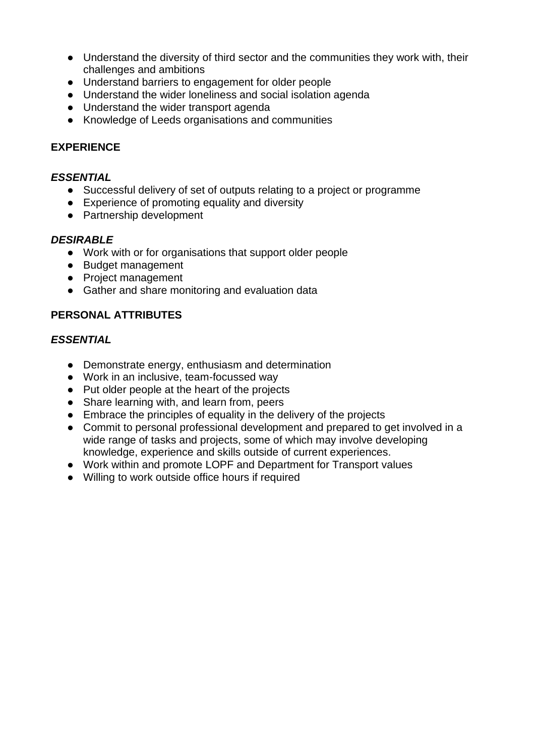- Understand the diversity of third sector and the communities they work with, their challenges and ambitions
- Understand barriers to engagement for older people
- Understand the wider loneliness and social isolation agenda
- Understand the wider transport agenda
- Knowledge of Leeds organisations and communities

## EXPERIENCE

### *ESSENTIAL*

- Successful delivery of set of outputs relating to a project or programme
- Experience of promoting equality and diversity
- Partnership development

### *DESIRABLE*

- Work with or for organisations that support older people
- Budget management
- Project management
- Gather and share monitoring and evaluation data

## PERSONAL ATTRIBUTES

### *ESSENTIAL*

- Demonstrate energy, enthusiasm and determination
- Work in an inclusive, team-focussed way
- Put older people at the heart of the projects
- Share learning with, and learn from, peers
- Embrace the principles of equality in the delivery of the projects
- Commit to personal professional development and prepared to get involved in a wide range of tasks and projects, some of which may involve developing knowledge, experience and skills outside of current experiences.
- Work within and promote LOPF and Department for Transport values
- Willing to work outside office hours if required